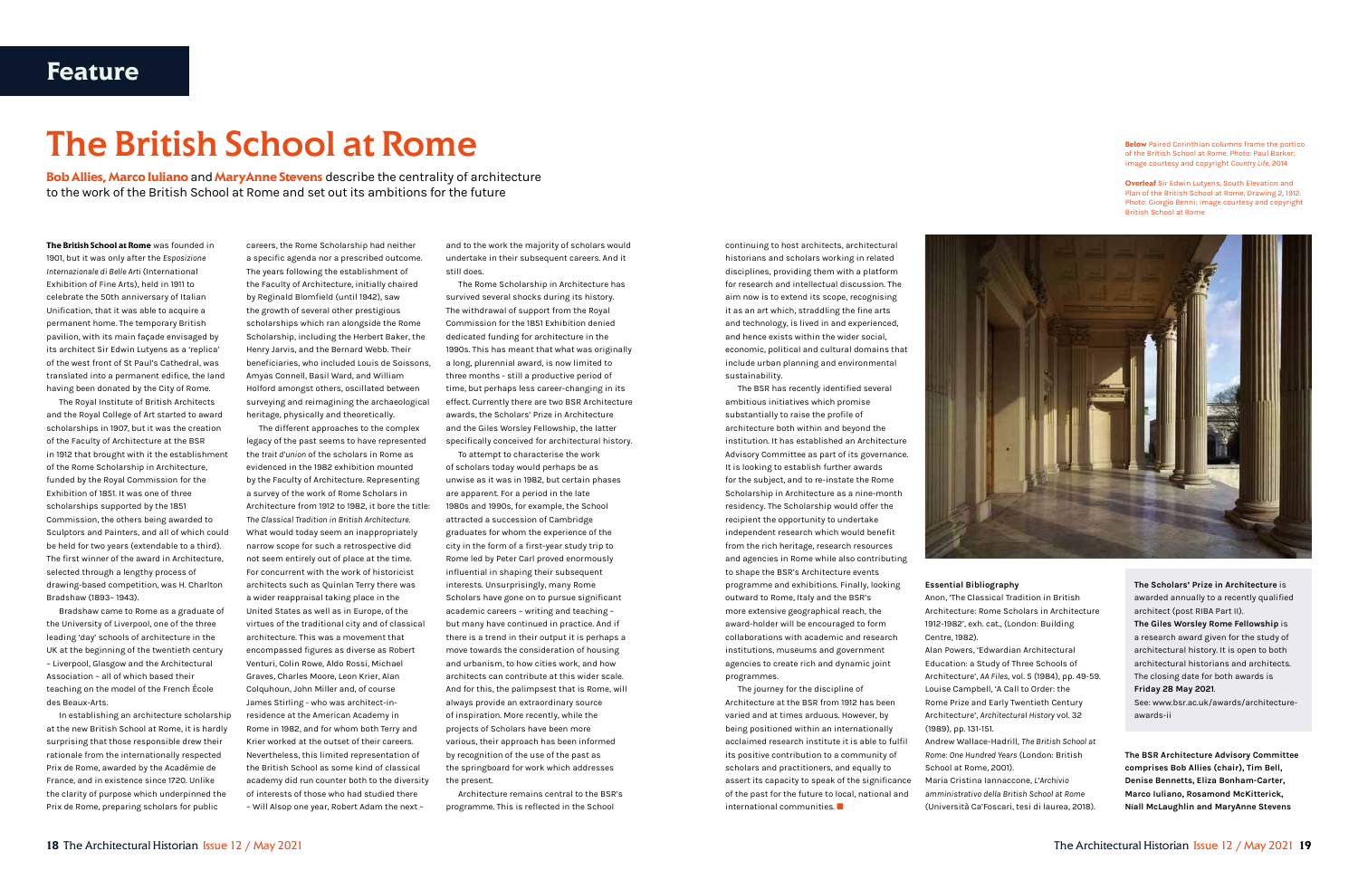# The British School at Rome

**Bob Allies, Marco Iuliano** and **MaryAnne Stevens** describe the centrality of architecture to the work of the British School at Rome and set out its ambitions for the future

**The British School at Rome** was founded in 1901, but it was only after the *Esposizione Internazionale di Belle Arti* (International Exhibition of Fine Arts), held in 1911 to celebrate the 50th anniversary of Italian Unification, that it was able to acquire a permanent home. The temporary British pavilion, with its main façade envisaged by its architect Sir Edwin Lutyens as a 'replica' of the west front of St Paul's Cathedral, was translated into a permanent edifice, the land having been donated by the City of Rome.

The Royal Institute of British Architects and the Royal College of Art started to award scholarships in 1907, but it was the creation of the Faculty of Architecture at the BSR in 1912 that brought with it the establishment of the Rome Scholarship in Architecture, funded by the Royal Commission for the Exhibition of 1851. It was one of three scholarships supported by the 1851 Commission, the others being awarded to Sculptors and Painters, and all of which could be held for two years (extendable to a third). The first winner of the award in Architecture, selected through a lengthy process of drawing-based competition, was H. Charlton Bradshaw (1893– 1943).

Bradshaw came to Rome as a graduate of the University of Liverpool, one of the three leading 'day' schools of architecture in the UK at the beginning of the twentieth century – Liverpool, Glasgow and the Architectural Association – all of which based their teaching on the model of the French École des Beaux-Arts.

In establishing an architecture scholarship at the new British School at Rome, it is hardly surprising that those responsible drew their rationale from the internationally respected Prix de Rome, awarded by the Académie de France, and in existence since 1720. Unlike the clarity of purpose which underpinned the Prix de Rome, preparing scholars for public careers, the Rome Scholarship had neither a specific agenda nor a prescribed outcome. The years following the establishment of the Faculty of Architecture, initially chaired by Reginald Blomfield (until 1942), saw the growth of several other prestigious scholarships which ran alongside the Rome Scholarship, including the Herbert Baker, the Henry Jarvis, and the Bernard Webb. Their beneficiaries, who included Louis de Soissons, Amyas Connell, Basil Ward, and William Holford amongst others, oscillated between surveying and reimagining the archaeological heritage, physically and theoretically.

The different approaches to the complex legacy of the past seems to have represented the *trait d'union* of the scholars in Rome as evidenced in the 1982 exhibition mounted by the Faculty of Architecture. Representing a survey of the work of Rome Scholars in Architecture from 1912 to 1982, it bore the title: *The Classical Tradition in British Architecture.* What would today seem an inappropriately narrow scope for such a retrospective did not seem entirely out of place at the time. For concurrent with the work of historicist architects such as Quinlan Terry there was a wider reappraisal taking place in the United States as well as in Europe, of the virtues of the traditional city and of classical architecture. This was a movement that encompassed figures as diverse as Robert Venturi, Colin Rowe, Aldo Rossi, Michael Graves, Charles Moore, Leon Krier, Alan Colquhoun, John Miller and, of course James Stirling – who was architect-in-residence at the American Academy in Rome in 1982, and for whom both Terry and Krier worked at the outset of their careers. Nevertheless, this limited representation of the British School as some kind of classical academy did run counter both to the diversity of interests of those who had studied there – Will Alsop one year, Robert Adam the next – and to the work the majority of scholars would undertake in their subsequent careers. And it still does.

The Rome Scholarship in Architecture has survived several shocks during its history. The withdrawal of support from the Royal Commission for the 1851 Exhibition denied dedicated funding for architecture in the 1990s. This has meant that what was originally a long, plurennial award, is now limited to three months - still a productive period of time, but perhaps less career-changing in its effect. Currently there are two BSR Architecture awards, the Scholars' Prize in Architecture and the Giles Worsley Fellowship, the latter specifically conceived for architectural history.

To attempt to characterise the work of scholars today would perhaps be as unwise as it was in 1982, but certain phases are apparent. For a period in the late 1980s and 1990s, for example, the School attracted a succession of Cambridge graduates for whom the experience of the city in the form of a first-year study trip to Rome led by Peter Carl proved enormously influential in shaping their subsequent interests. Unsurprisingly, many Rome Scholars have gone on to pursue significant academic careers – writing and teaching – but many have continued in practice. And if there is a trend in their output it is perhaps a move towards the consideration of housing and urbanism, to how cities work, and how architects can contribute at this wider scale. And for this, the palimpsest that is Rome, will always provide an extraordinary source of inspiration. More recently, while the projects of Scholars have been more various, their approach has been informed by recognition of the use of the past as the springboard for work which addresses the present.

Architecture remains central to the BSR's programme. This is reflected in the School continuing to host architects, architectural historians and scholars working in related disciplines, providing them with a platform for research and intellectual discussion. The aim now is to extend its scope, recognising it as an art which, straddling the fine arts and technology, is lived in and experienced, and hence exists within the wider social, economic, political and cultural domains that include urban planning and environmental sustainability.

The BSR has recently identified several ambitious initiatives which promise substantially to raise the profile of architecture both within and beyond the institution. It has established an Architecture Advisory Committee as part of its governance. It is looking to establish further awards for the subject, and to re-instate the Rome Scholarship in Architecture as a nine-month residency. The Scholarship would offer the recipient the opportunity to undertake independent research which would benefit from the rich heritage, research resources and agencies in Rome while also contributing to shape the BSR's Architecture events programme and exhibitions. Finally, looking outward to Rome, Italy and the BSR's more extensive geographical reach, the award-holder will be encouraged to form collaborations with academic and research institutions, museums and government agencies to create rich and dynamic joint programmes.

The journey for the discipline of Architecture at the BSR from 1912 has been varied and at times arduous. However, by being positioned within an internationally acclaimed research institute it is able to fulfil its positive contribution to a community of scholars and practitioners, and equally to assert its capacity to speak of the significance of the past for the future to local, national and international communities. ■

**Below** Paired Corinthian columns frame the portico of the British School at Rome. Photo: Paul Barker; image courtesy and copyright *Country Life*, 2014

**Overleaf** Sir Edwin Lutyens, South Elevation and Plan of the British School at Rome, Drawing 2, 1912. Photo: Giorgio Benni; image courtesy and copyright British School at Rome

### Essential Bibliography

Anon, 'The Classical Tradition in British Architecture: Rome Scholars in Architecture 1912-1982', exh. cat., (London: Building Centre, 1982).

Alan Powers, 'Edwardian Architectural Education: a Study of Three Schools of Architecture', *AA Files*, vol. 5 (1984), pp. 49-59.

Louise Campbell, 'A Call to Order: the Rome Prize and Early Twentieth Century Architecture', *Architectural History* vol. 32 (1989), pp. 131-151.

Andrew Wallace-Hadrill, *The British School at Rome: One Hundred Years* (London: British School at Rome, 2001).

Maria Cristina Iannaccone, *L'Archivio amministrativo della British School at Rome* (Università Ca'Foscari, tesi di laurea, 2018).

**The Scholars' Prize in Architecture** is awarded annually to a recently qualified architect (post RIBA Part II).

**The Giles Worsley Rome Fellowship** is a research award given for the study of architectural history. It is open to both architectural historians and architects. The closing date for both awards is **Friday 28 May 2021**.

See: www.bsr.ac.uk/awards/architecture-awards-ii

**The BSR Architecture Advisory Committee comprises Bob Allies (chair), Tim Bell, Denise Bennetts, Eliza Bonham-Carter, Marco Iuliano, Rosamond McKitterick, Niall McLaughlin and MaryAnne Stevens**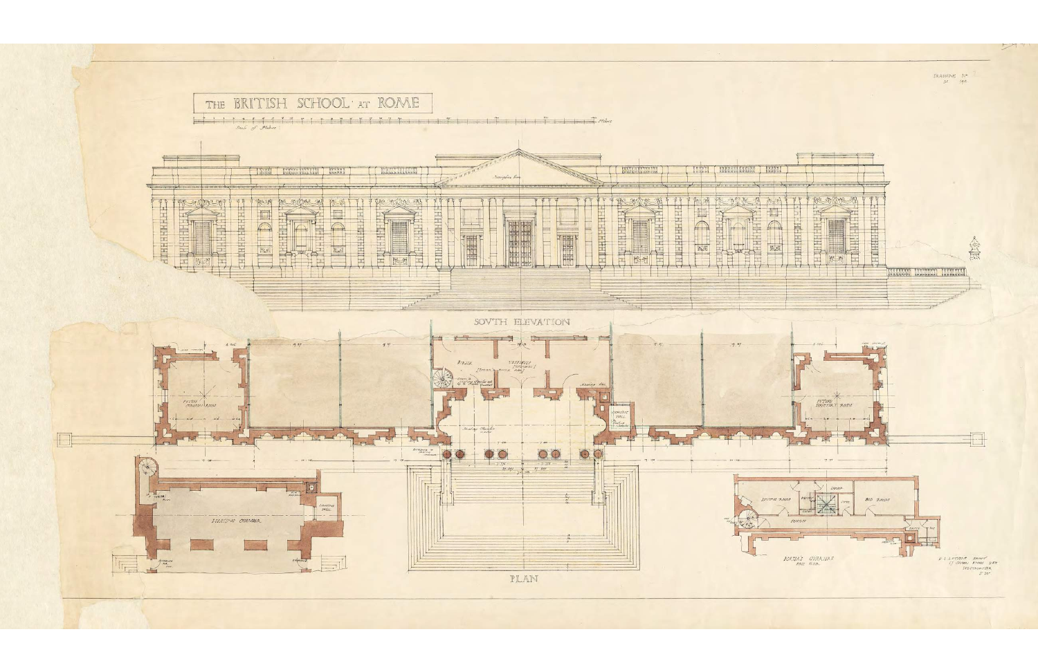# THE BRITISH SCHOOL AT ROME

SOUTH ELEVATION

PLAN